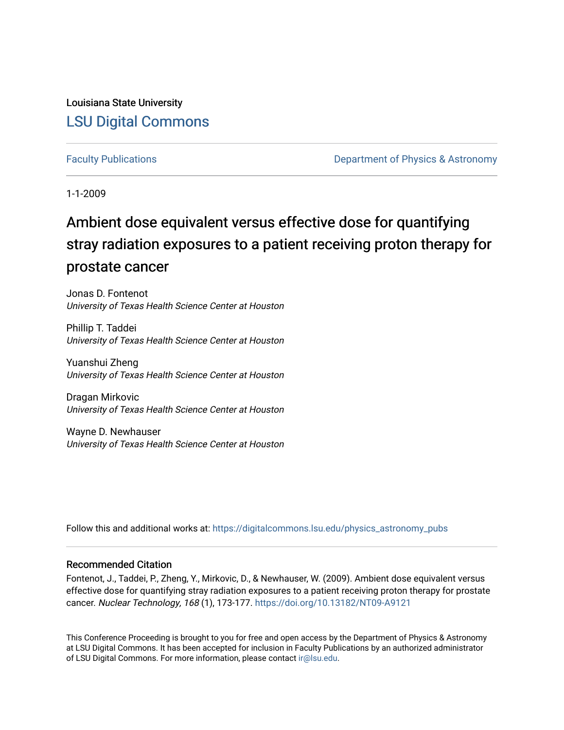Louisiana State University

# LSU Digital Commons

Faculty Publications | Department of Physics & Astronomy

1-1-2009

# Ambient dose equivalent versus effective dose for quantifying stray radiation exposures to a patient receiving proton therapy for prostate cancer

Jonas D. Fontenot
*University of Texas Health Science Center at Houston*

Phillip T. Taddei
*University of Texas Health Science Center at Houston*

Yuanshui Zheng
*University of Texas Health Science Center at Houston*

Dragan Mirkovic
*University of Texas Health Science Center at Houston*

Wayne D. Newhauser
*University of Texas Health Science Center at Houston*

Follow this and additional works at: https://digitalcommons.lsu.edu/physics_astronomy_pubs

## Recommended Citation

Fontenot, J., Taddei, P., Zheng, Y., Mirkovic, D., & Newhauser, W. (2009). Ambient dose equivalent versus effective dose for quantifying stray radiation exposures to a patient receiving proton therapy for prostate cancer. *Nuclear Technology, 168* (1), 173-177. https://doi.org/10.13182/NT09-A9121

This Conference Proceeding is brought to you for free and open access by the Department of Physics & Astronomy at LSU Digital Commons. It has been accepted for inclusion in Faculty Publications by an authorized administrator of LSU Digital Commons. For more information, please contact ir@lsu.edu.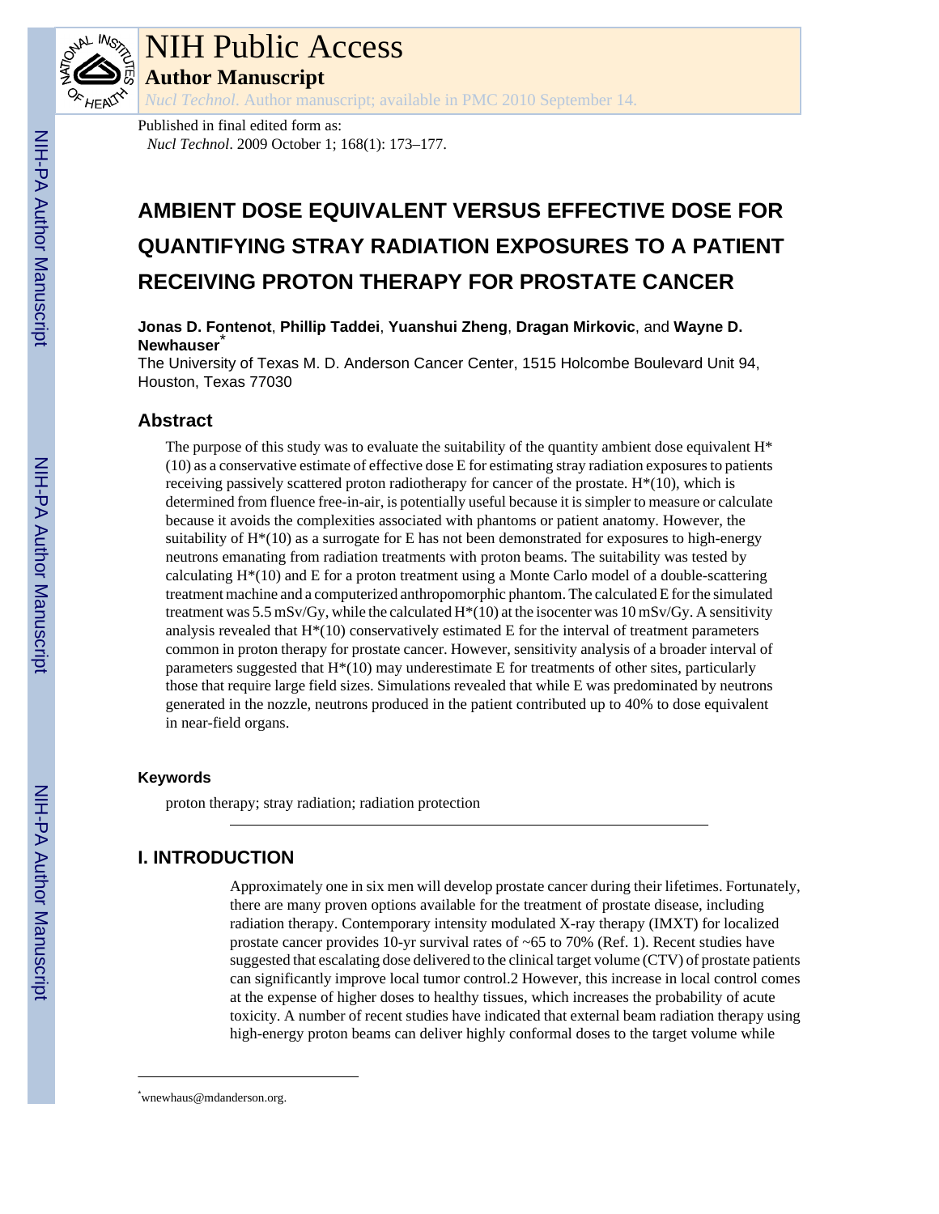# AMBIENT DOSE EQUIVALENT VERSUS EFFECTIVE DOSE FOR QUANTIFYING STRAY RADIATION EXPOSURES TO A PATIENT RECEIVING PROTON THERAPY FOR PROSTATE CANCER

**Jonas D. Fontenot**, **Phillip Taddei**, **Yuanshui Zheng**, **Dragan Mirkovic**, and **Wayne D. Newhauser**[*]

The University of Texas M. D. Anderson Cancer Center, 1515 Holcombe Boulevard Unit 94, Houston, Texas 77030

## Abstract

The purpose of this study was to evaluate the suitability of the quantity ambient dose equivalent H*(10) as a conservative estimate of effective dose E for estimating stray radiation exposures to patients receiving passively scattered proton radiotherapy for cancer of the prostate. H*(10), which is determined from fluence free-in-air, is potentially useful because it is simpler to measure or calculate because it avoids the complexities associated with phantoms or patient anatomy. However, the suitability of H*(10) as a surrogate for E has not been demonstrated for exposures to high-energy neutrons emanating from radiation treatments with proton beams. The suitability was tested by calculating H*(10) and E for a proton treatment using a Monte Carlo model of a double-scattering treatment machine and a computerized anthropomorphic phantom. The calculated E for the simulated treatment was 5.5 mSv/Gy, while the calculated H*(10) at the isocenter was 10 mSv/Gy. A sensitivity analysis revealed that H*(10) conservatively estimated E for the interval of treatment parameters common in proton therapy for prostate cancer. However, sensitivity analysis of a broader interval of parameters suggested that H*(10) may underestimate E for treatments of other sites, particularly those that require large field sizes. Simulations revealed that while E was predominated by neutrons generated in the nozzle, neutrons produced in the patient contributed up to 40% to dose equivalent in near-field organs.

### Keywords

proton therapy; stray radiation; radiation protection

## I. INTRODUCTION

Approximately one in six men will develop prostate cancer during their lifetimes. Fortunately, there are many proven options available for the treatment of prostate disease, including radiation therapy. Contemporary intensity modulated X-ray therapy (IMXT) for localized prostate cancer provides 10-yr survival rates of ~65 to 70% (Ref. 1). Recent studies have suggested that escalating dose delivered to the clinical target volume (CTV) of prostate patients can significantly improve local tumor control.[2] However, this increase in local control comes at the expense of higher doses to healthy tissues, which increases the probability of acute toxicity. A number of recent studies have indicated that external beam radiation therapy using high-energy proton beams can deliver highly conformal doses to the target volume while

---

[*]wnewhaus@mdanderson.org.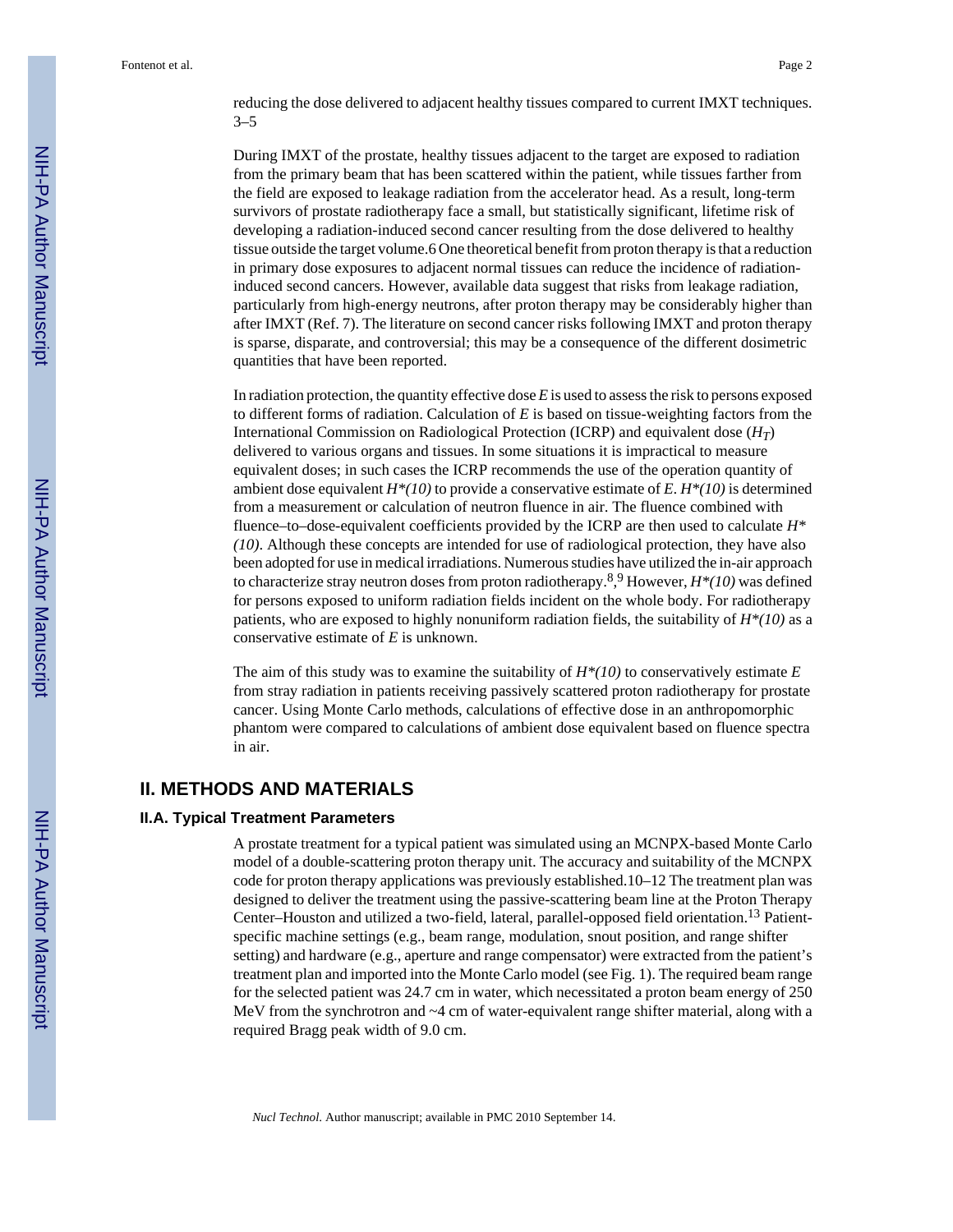reducing the dose delivered to adjacent healthy tissues compared to current IMXT techniques.[3–5]

During IMXT of the prostate, healthy tissues adjacent to the target are exposed to radiation from the primary beam that has been scattered within the patient, while tissues farther from the field are exposed to leakage radiation from the accelerator head. As a result, long-term survivors of prostate radiotherapy face a small, but statistically significant, lifetime risk of developing a radiation-induced second cancer resulting from the dose delivered to healthy tissue outside the target volume.[6] One theoretical benefit from proton therapy is that a reduction in primary dose exposures to adjacent normal tissues can reduce the incidence of radiation-induced second cancers. However, available data suggest that risks from leakage radiation, particularly from high-energy neutrons, after proton therapy may be considerably higher than after IMXT (Ref. 7). The literature on second cancer risks following IMXT and proton therapy is sparse, disparate, and controversial; this may be a consequence of the different dosimetric quantities that have been reported.

In radiation protection, the quantity effective dose $E$ is used to assess the risk to persons exposed to different forms of radiation. Calculation of $E$ is based on tissue-weighting factors from the International Commission on Radiological Protection (ICRP) and equivalent dose ($H_T$) delivered to various organs and tissues. In some situations it is impractical to measure equivalent doses; in such cases the ICRP recommends the use of the operation quantity of ambient dose equivalent $H^*(10)$ to provide a conservative estimate of $E$. $H^*(10)$ is determined from a measurement or calculation of neutron fluence in air. The fluence combined with fluence–to–dose-equivalent coefficients provided by the ICRP are then used to calculate $H^*(10)$. Although these concepts are intended for use of radiological protection, they have also been adopted for use in medical irradiations. Numerous studies have utilized the in-air approach to characterize stray neutron doses from proton radiotherapy.[8,9] However, $H^*(10)$ was defined for persons exposed to uniform radiation fields incident on the whole body. For radiotherapy patients, who are exposed to highly nonuniform radiation fields, the suitability of $H^*(10)$ as a conservative estimate of $E$ is unknown.

The aim of this study was to examine the suitability of $H^*(10)$ to conservatively estimate $E$ from stray radiation in patients receiving passively scattered proton radiotherapy for prostate cancer. Using Monte Carlo methods, calculations of effective dose in an anthropomorphic phantom were compared to calculations of ambient dose equivalent based on fluence spectra in air.

## II. METHODS AND MATERIALS

### II.A. Typical Treatment Parameters

A prostate treatment for a typical patient was simulated using an MCNPX-based Monte Carlo model of a double-scattering proton therapy unit. The accuracy and suitability of the MCNPX code for proton therapy applications was previously established.[10–12] The treatment plan was designed to deliver the treatment using the passive-scattering beam line at the Proton Therapy Center–Houston and utilized a two-field, lateral, parallel-opposed field orientation.[13] Patient-specific machine settings (e.g., beam range, modulation, snout position, and range shifter setting) and hardware (e.g., aperture and range compensator) were extracted from the patient's treatment plan and imported into the Monte Carlo model (see Fig. 1). The required beam range for the selected patient was 24.7 cm in water, which necessitated a proton beam energy of 250 MeV from the synchrotron and ~4 cm of water-equivalent range shifter material, along with a required Bragg peak width of 9.0 cm.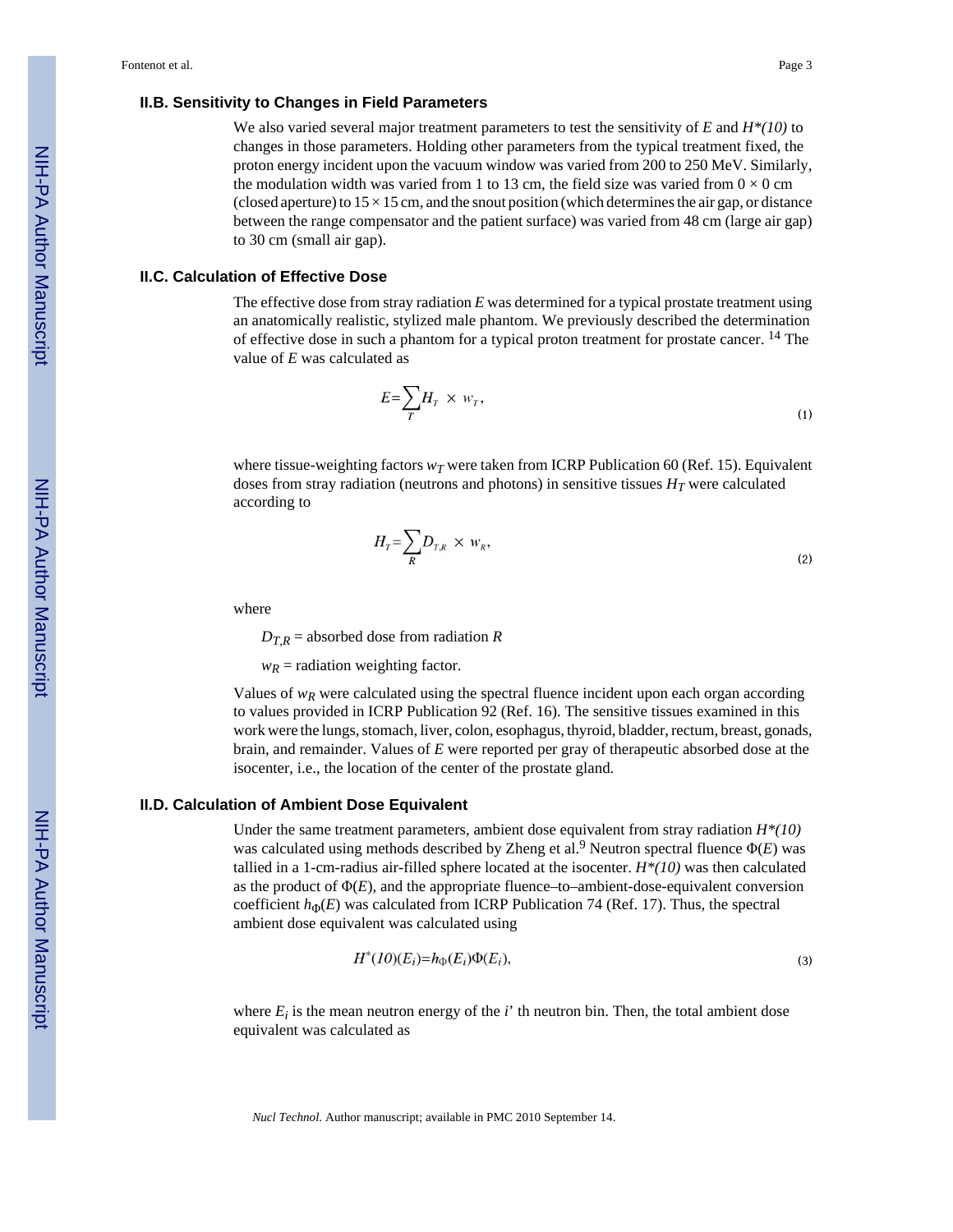### II.B. Sensitivity to Changes in Field Parameters

We also varied several major treatment parameters to test the sensitivity of $E$ and $H^*(10)$ to changes in those parameters. Holding other parameters from the typical treatment fixed, the proton energy incident upon the vacuum window was varied from 200 to 250 MeV. Similarly, the modulation width was varied from 1 to 13 cm, the field size was varied from 0 × 0 cm (closed aperture) to 15 × 15 cm, and the snout position (which determines the air gap, or distance between the range compensator and the patient surface) was varied from 48 cm (large air gap) to 30 cm (small air gap).

### II.C. Calculation of Effective Dose

The effective dose from stray radiation $E$ was determined for a typical prostate treatment using an anatomically realistic, stylized male phantom. We previously described the determination of effective dose in such a phantom for a typical proton treatment for prostate cancer. [14] The value of $E$ was calculated as

$$E = \sum_{T} H_T \times w_T, \tag{1}$$

where tissue-weighting factors $w_T$ were taken from ICRP Publication 60 (Ref. 15). Equivalent doses from stray radiation (neutrons and photons) in sensitive tissues $H_T$ were calculated according to

$$H_T = \sum_{R} D_{T,R} \times w_R, \tag{2}$$

where

$D_{T,R}$ = absorbed dose from radiation $R$

$w_R$ = radiation weighting factor.

Values of $w_R$ were calculated using the spectral fluence incident upon each organ according to values provided in ICRP Publication 92 (Ref. 16). The sensitive tissues examined in this work were the lungs, stomach, liver, colon, esophagus, thyroid, bladder, rectum, breast, gonads, brain, and remainder. Values of $E$ were reported per gray of therapeutic absorbed dose at the isocenter, i.e., the location of the center of the prostate gland.

### II.D. Calculation of Ambient Dose Equivalent

Under the same treatment parameters, ambient dose equivalent from stray radiation $H^*(10)$ was calculated using methods described by Zheng et al.[9] Neutron spectral fluence $\Phi(E)$ was tallied in a 1-cm-radius air-filled sphere located at the isocenter. $H^*(10)$ was then calculated as the product of $\Phi(E)$, and the appropriate fluence–to–ambient-dose-equivalent conversion coefficient $h_\Phi(E)$ was calculated from ICRP Publication 74 (Ref. 17). Thus, the spectral ambient dose equivalent was calculated using

$$H^*(10)(E_i) = h_\Phi(E_i)\Phi(E_i), \tag{3}$$

where $E_i$ is the mean neutron energy of the $i$' th neutron bin. Then, the total ambient dose equivalent was calculated as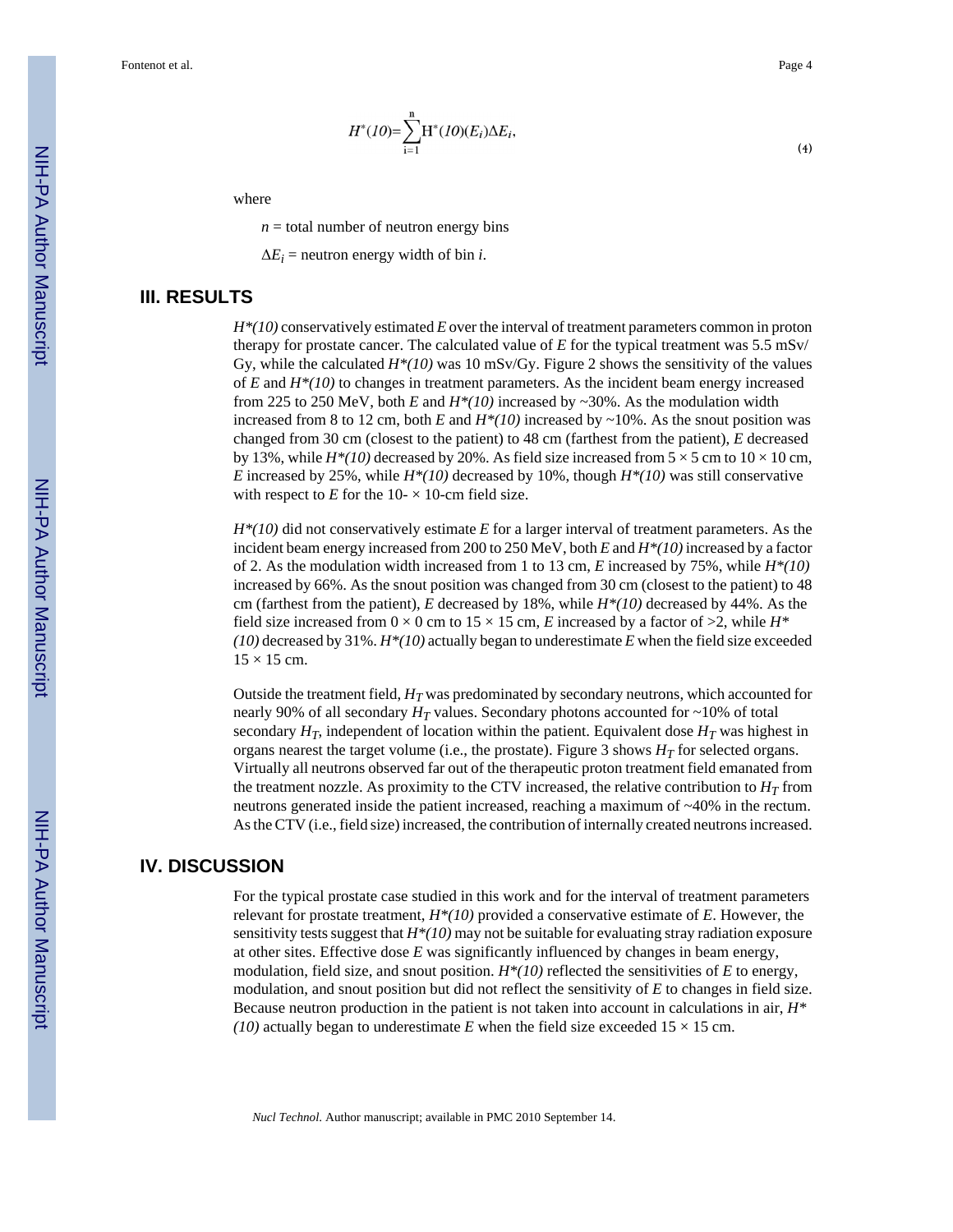$$H^*(10)=\sum_{i=1}^{n} H^*(10)(E_i)\Delta E_i, \tag{4}$$

where

$n$ = total number of neutron energy bins

$\Delta E_i$ = neutron energy width of bin $i$.

## III. RESULTS

*H\*(10)* conservatively estimated *E* over the interval of treatment parameters common in proton therapy for prostate cancer. The calculated value of *E* for the typical treatment was 5.5 mSv/Gy, while the calculated *H\*(10)* was 10 mSv/Gy. Figure 2 shows the sensitivity of the values of *E* and *H\*(10)* to changes in treatment parameters. As the incident beam energy increased from 225 to 250 MeV, both *E* and *H\*(10)* increased by ~30%. As the modulation width increased from 8 to 12 cm, both *E* and *H\*(10)* increased by ~10%. As the snout position was changed from 30 cm (closest to the patient) to 48 cm (farthest from the patient), *E* decreased by 13%, while *H\*(10)* decreased by 20%. As field size increased from 5 × 5 cm to 10 × 10 cm, *E* increased by 25%, while *H\*(10)* decreased by 10%, though *H\*(10)* was still conservative with respect to *E* for the 10- × 10-cm field size.

*H\*(10)* did not conservatively estimate *E* for a larger interval of treatment parameters. As the incident beam energy increased from 200 to 250 MeV, both *E* and *H\*(10)* increased by a factor of 2. As the modulation width increased from 1 to 13 cm, *E* increased by 75%, while *H\*(10)* increased by 66%. As the snout position was changed from 30 cm (closest to the patient) to 48 cm (farthest from the patient), *E* decreased by 18%, while *H\*(10)* decreased by 44%. As the field size increased from 0 × 0 cm to 15 × 15 cm, *E* increased by a factor of >2, while *H\*(10)* decreased by 31%. *H\*(10)* actually began to underestimate *E* when the field size exceeded 15 × 15 cm.

Outside the treatment field, $H_T$ was predominated by secondary neutrons, which accounted for nearly 90% of all secondary $H_T$ values. Secondary photons accounted for ~10% of total secondary $H_T$, independent of location within the patient. Equivalent dose $H_T$ was highest in organs nearest the target volume (i.e., the prostate). Figure 3 shows $H_T$ for selected organs. Virtually all neutrons observed far out of the therapeutic proton treatment field emanated from the treatment nozzle. As proximity to the CTV increased, the relative contribution to $H_T$ from neutrons generated inside the patient increased, reaching a maximum of ~40% in the rectum. As the CTV (i.e., field size) increased, the contribution of internally created neutrons increased.

## IV. DISCUSSION

For the typical prostate case studied in this work and for the interval of treatment parameters relevant for prostate treatment, *H\*(10)* provided a conservative estimate of *E*. However, the sensitivity tests suggest that *H\*(10)* may not be suitable for evaluating stray radiation exposure at other sites. Effective dose *E* was significantly influenced by changes in beam energy, modulation, field size, and snout position. *H\*(10)* reflected the sensitivities of *E* to energy, modulation, and snout position but did not reflect the sensitivity of *E* to changes in field size. Because neutron production in the patient is not taken into account in calculations in air, *H\*(10)* actually began to underestimate *E* when the field size exceeded 15 × 15 cm.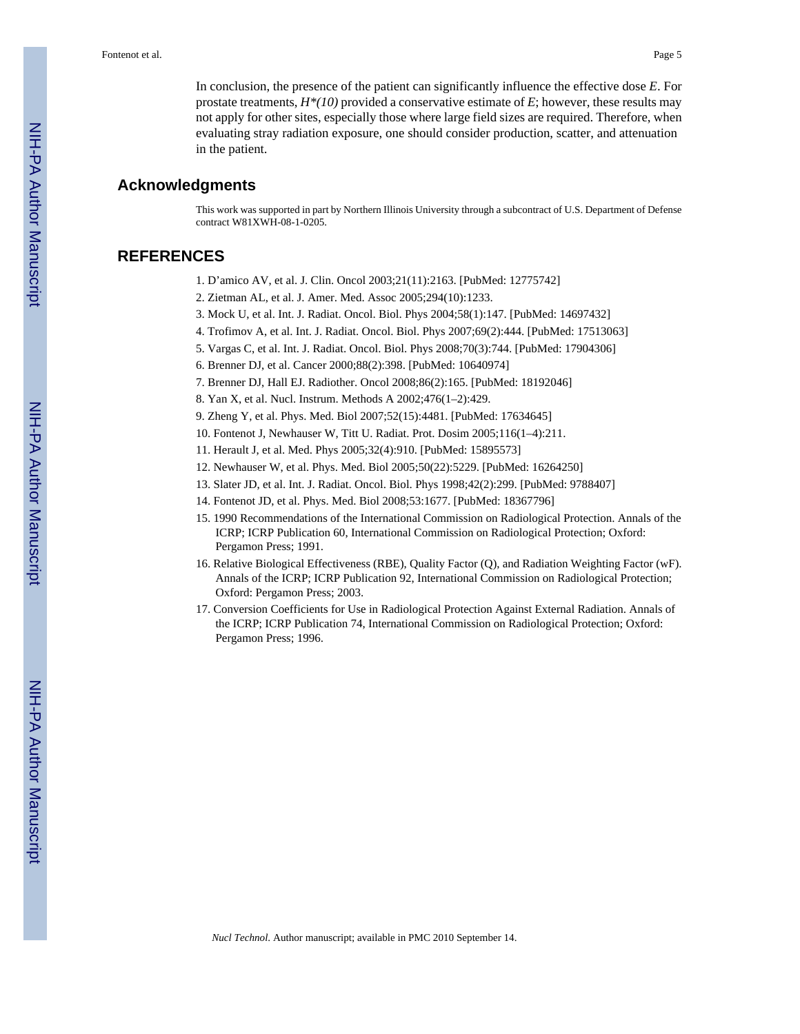In conclusion, the presence of the patient can significantly influence the effective dose *E*. For prostate treatments, *H*(10)* provided a conservative estimate of *E*; however, these results may not apply for other sites, especially those where large field sizes are required. Therefore, when evaluating stray radiation exposure, one should consider production, scatter, and attenuation in the patient.

## Acknowledgments

This work was supported in part by Northern Illinois University through a subcontract of U.S. Department of Defense contract W81XWH-08-1-0205.

## REFERENCES

1. D'amico AV, et al. J. Clin. Oncol 2003;21(11):2163. [PubMed: 12775742]
2. Zietman AL, et al. J. Amer. Med. Assoc 2005;294(10):1233.
3. Mock U, et al. Int. J. Radiat. Oncol. Biol. Phys 2004;58(1):147. [PubMed: 14697432]
4. Trofimov A, et al. Int. J. Radiat. Oncol. Biol. Phys 2007;69(2):444. [PubMed: 17513063]
5. Vargas C, et al. Int. J. Radiat. Oncol. Biol. Phys 2008;70(3):744. [PubMed: 17904306]
6. Brenner DJ, et al. Cancer 2000;88(2):398. [PubMed: 10640974]
7. Brenner DJ, Hall EJ. Radiother. Oncol 2008;86(2):165. [PubMed: 18192046]
8. Yan X, et al. Nucl. Instrum. Methods A 2002;476(1–2):429.
9. Zheng Y, et al. Phys. Med. Biol 2007;52(15):4481. [PubMed: 17634645]
10. Fontenot J, Newhauser W, Titt U. Radiat. Prot. Dosim 2005;116(1–4):211.
11. Herault J, et al. Med. Phys 2005;32(4):910. [PubMed: 15895573]
12. Newhauser W, et al. Phys. Med. Biol 2005;50(22):5229. [PubMed: 16264250]
13. Slater JD, et al. Int. J. Radiat. Oncol. Biol. Phys 1998;42(2):299. [PubMed: 9788407]
14. Fontenot JD, et al. Phys. Med. Biol 2008;53:1677. [PubMed: 18367796]
15. 1990 Recommendations of the International Commission on Radiological Protection. Annals of the ICRP; ICRP Publication 60, International Commission on Radiological Protection; Oxford: Pergamon Press; 1991.
16. Relative Biological Effectiveness (RBE), Quality Factor (Q), and Radiation Weighting Factor (wF). Annals of the ICRP; ICRP Publication 92, International Commission on Radiological Protection; Oxford: Pergamon Press; 2003.
17. Conversion Coefficients for Use in Radiological Protection Against External Radiation. Annals of the ICRP; ICRP Publication 74, International Commission on Radiological Protection; Oxford: Pergamon Press; 1996.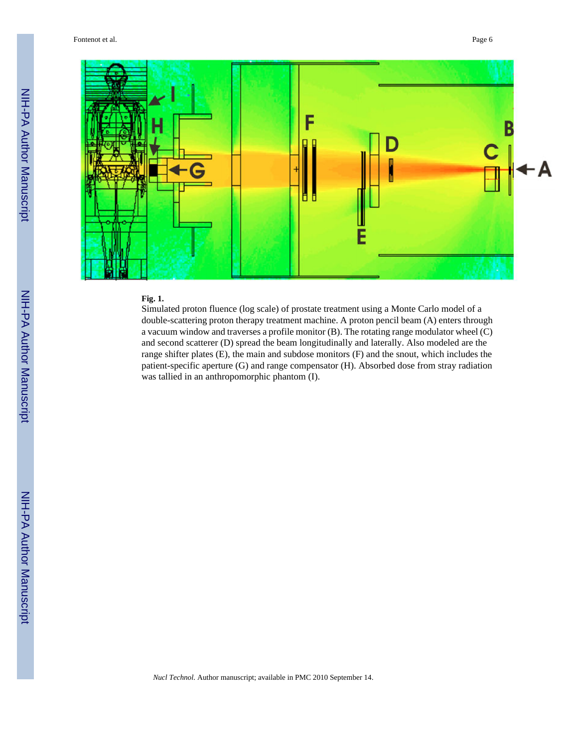**Fig. 1.**

Simulated proton fluence (log scale) of prostate treatment using a Monte Carlo model of a double-scattering proton therapy treatment machine. A proton pencil beam (A) enters through a vacuum window and traverses a profile monitor (B). The rotating range modulator wheel (C) and second scatterer (D) spread the beam longitudinally and laterally. Also modeled are the range shifter plates (E), the main and subdose monitors (F) and the snout, which includes the patient-specific aperture (G) and range compensator (H). Absorbed dose from stray radiation was tallied in an anthropomorphic phantom (I).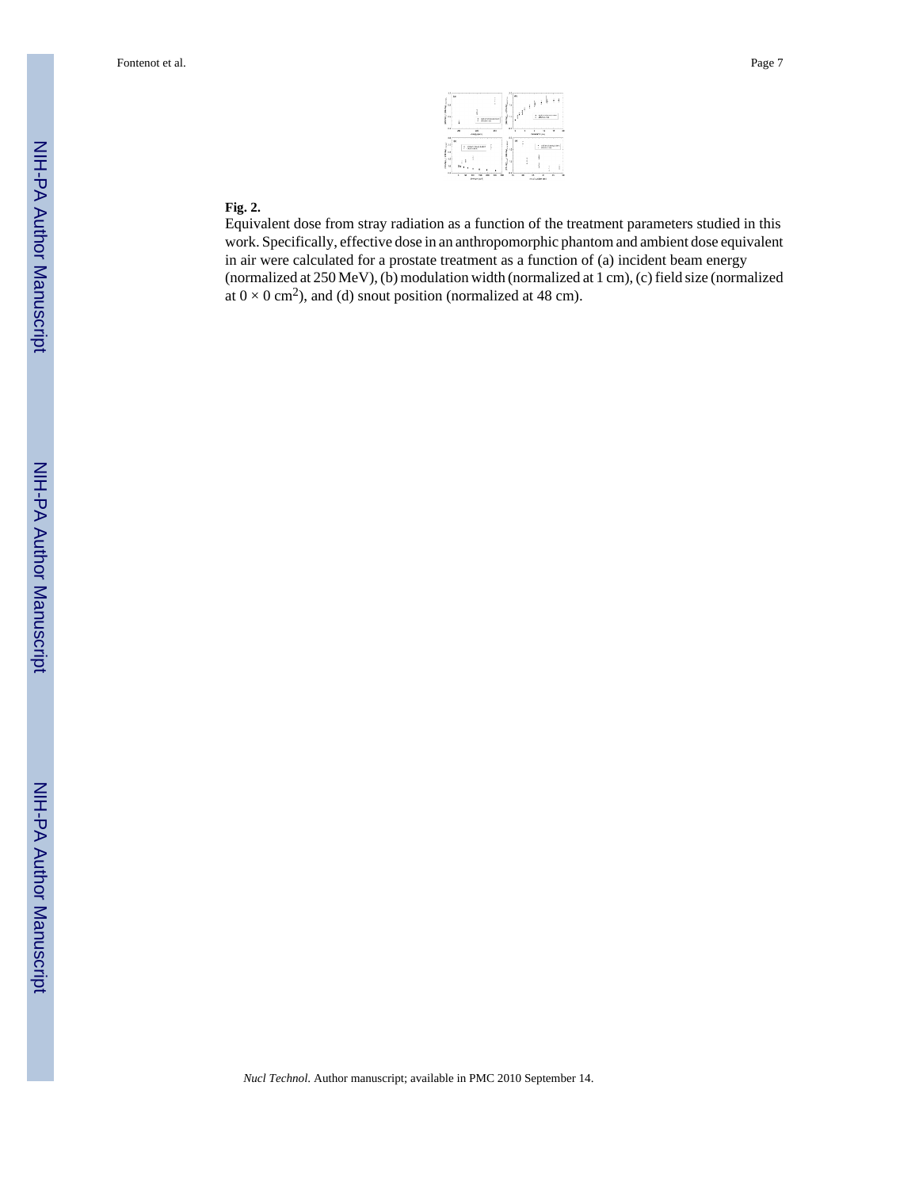**Fig. 2.**

Equivalent dose from stray radiation as a function of the treatment parameters studied in this work. Specifically, effective dose in an anthropomorphic phantom and ambient dose equivalent in air were calculated for a prostate treatment as a function of (a) incident beam energy (normalized at 250 MeV), (b) modulation width (normalized at 1 cm), (c) field size (normalized at $0 \times 0$ cm$^2$), and (d) snout position (normalized at 48 cm).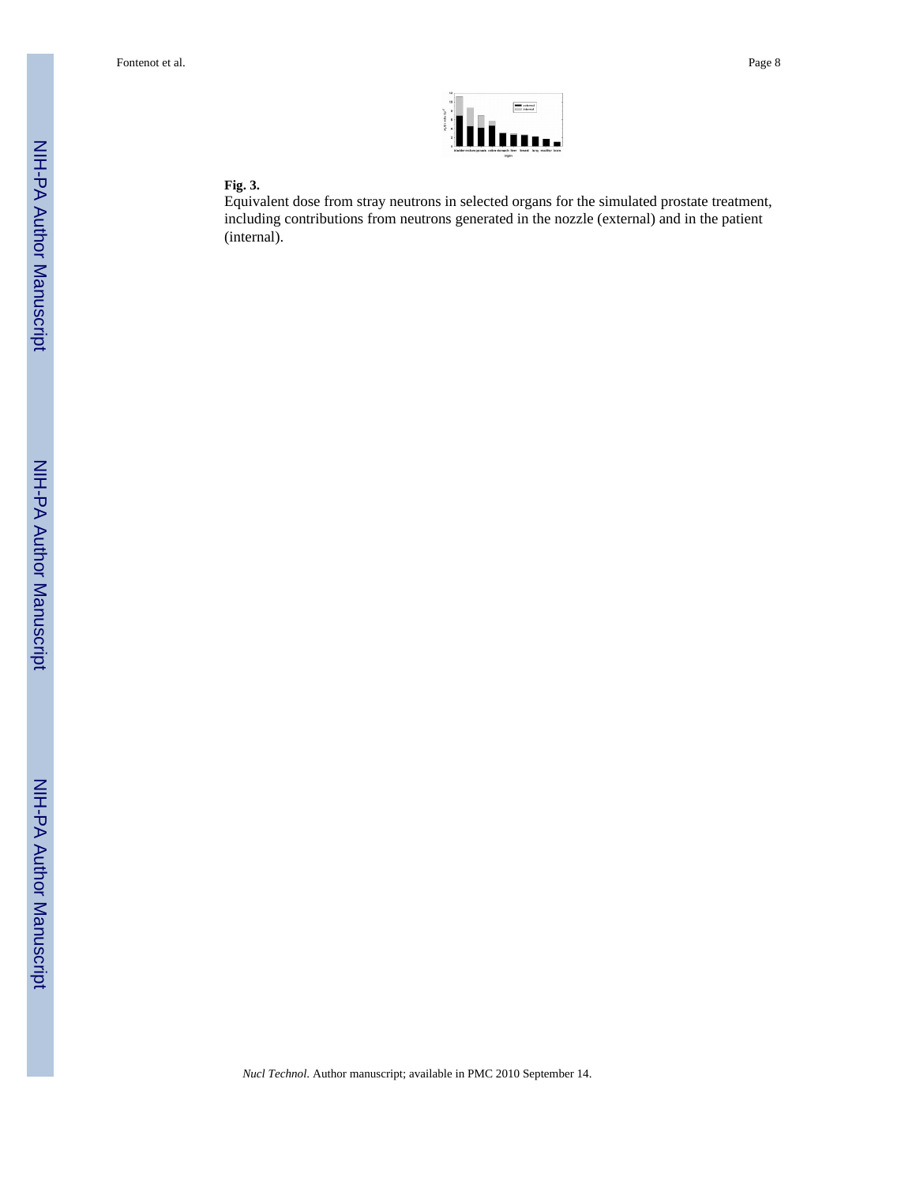**Fig. 3.**

Equivalent dose from stray neutrons in selected organs for the simulated prostate treatment, including contributions from neutrons generated in the nozzle (external) and in the patient (internal).